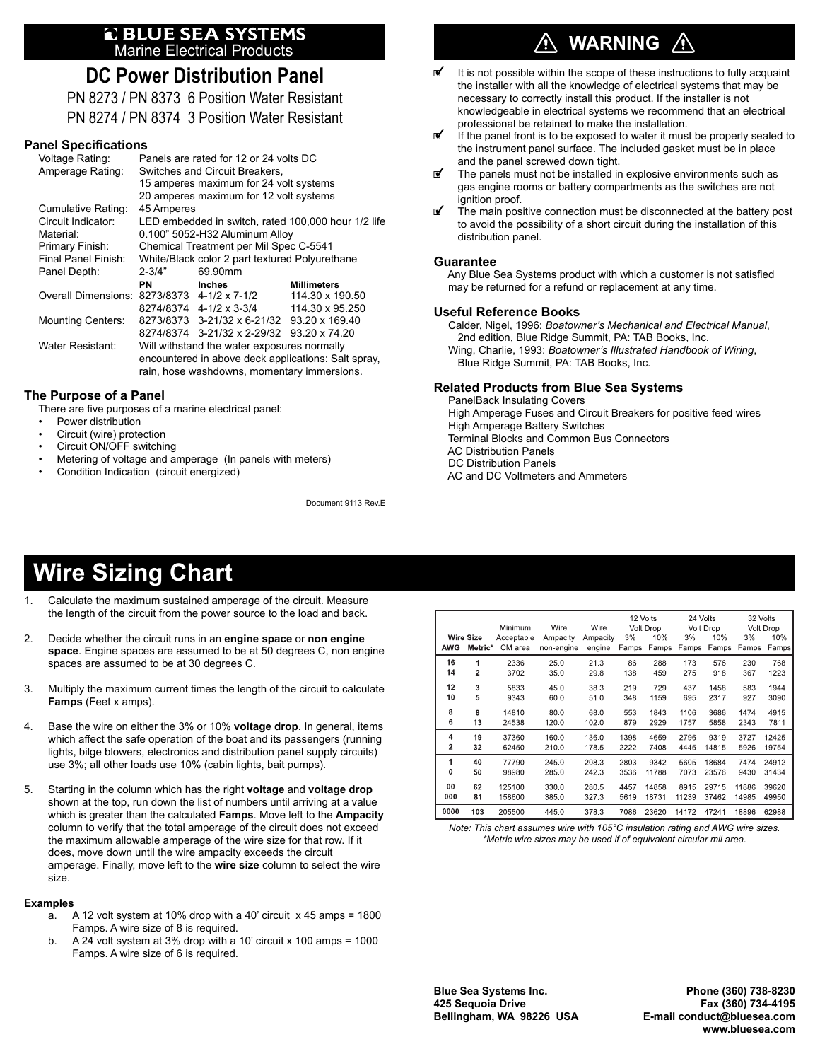# BLUE SEA SYSTEMS
Marine Electrical Products

# DC Power Distribution Panel

PN 8273 / PN 8373 6 Position Water Resistant
PN 8274 / PN 8374 3 Position Water Resistant

## Panel Specifications

| | | | |
|---|---|---|---|
| Voltage Rating: | Panels are rated for 12 or 24 volts DC | | |
| Amperage Rating: | Switches and Circuit Breakers, 15 amperes maximum for 24 volt systems 20 amperes maximum for 12 volt systems | | |
| Cumulative Rating: | 45 Amperes | | |
| Circuit Indicator: | LED embedded in switch, rated 100,000 hour 1/2 life | | |
| Material: | 0.100" 5052-H32 Aluminum Alloy | | |
| Primary Finish: | Chemical Treatment per Mil Spec C-5541 | | |
| Final Panel Finish: | White/Black color 2 part textured Polyurethane | | |
| Panel Depth: | 2-3/4" | 69.90mm | |
| | **PN** | **Inches** | **Millimeters** |
| Overall Dimensions: | 8273/8373 | 4-1/2 x 7-1/2 | 114.30 x 190.50 |
| | 8274/8374 | 4-1/2 x 3-3/4 | 114.30 x 95.250 |
| Mounting Centers: | 8273/8373 | 3-21/32 x 6-21/32 | 93.20 x 169.40 |
| | 8274/8374 | 3-21/32 x 2-29/32 | 93.20 x 74.20 |
| Water Resistant: | Will withstand the water exposures normally encountered in above deck applications: Salt spray, rain, hose washdowns, momentary immersions. | | |

## The Purpose of a Panel

There are five purposes of a marine electrical panel:

- Power distribution
- Circuit (wire) protection
- Circuit ON/OFF switching
- Metering of voltage and amperage (In panels with meters)
- Condition Indication (circuit energized)

Document 9113 Rev.E

## ⚠ WARNING ⚠

- It is not possible within the scope of these instructions to fully acquaint the installer with all the knowledge of electrical systems that may be necessary to correctly install this product. If the installer is not knowledgeable in electrical systems we recommend that an electrical professional be retained to make the installation.
- If the panel front is to be exposed to water it must be properly sealed to the instrument panel surface. The included gasket must be in place and the panel screwed down tight.
- The panels must not be installed in explosive environments such as gas engine rooms or battery compartments as the switches are not ignition proof.
- The main positive connection must be disconnected at the battery post to avoid the possibility of a short circuit during the installation of this distribution panel.

## Guarantee

Any Blue Sea Systems product with which a customer is not satisfied may be returned for a refund or replacement at any time.

## Useful Reference Books

Calder, Nigel, 1996: *Boatowner's Mechanical and Electrical Manual*, 2nd edition, Blue Ridge Summit, PA: TAB Books, Inc.
Wing, Charlie, 1993: *Boatowner's Illustrated Handbook of Wiring*, Blue Ridge Summit, PA: TAB Books, Inc.

## Related Products from Blue Sea Systems

PanelBack Insulating Covers
High Amperage Fuses and Circuit Breakers for positive feed wires
High Amperage Battery Switches
Terminal Blocks and Common Bus Connectors
AC Distribution Panels
DC Distribution Panels
AC and DC Voltmeters and Ammeters

# Wire Sizing Chart

1. Calculate the maximum sustained amperage of the circuit. Measure the length of the circuit from the power source to the load and back.
2. Decide whether the circuit runs in an **engine space** or **non engine space**. Engine spaces are assumed to be at 50 degrees C, non engine spaces are assumed to be at 30 degrees C.
3. Multiply the maximum current times the length of the circuit to calculate **Famps** (Feet x amps).
4. Base the wire on either the 3% or 10% **voltage drop**. In general, items which affect the safe operation of the boat and its passengers (running lights, bilge blowers, electronics and distribution panel supply circuits) use 3%; all other loads use 10% (cabin lights, bait pumps).
5. Starting in the column which has the right **voltage** and **voltage drop** shown at the top, run down the list of numbers until arriving at a value which is greater than the calculated **Famps**. Move left to the **Ampacity** column to verify that the total amperage of the circuit does not exceed the maximum allowable amperage of the wire size for that row. If it does, move down until the wire ampacity exceeds the circuit amperage. Finally, move left to the **wire size** column to select the wire size.

### Examples

a. A 12 volt system at 10% drop with a 40' circuit x 45 amps = 1800 Famps. A wire size of 8 is required.
b. A 24 volt system at 3% drop with a 10' circuit x 100 amps = 1000 Famps. A wire size of 6 is required.

| Wire Size | | Minimum Acceptable | Wire Ampacity | Wire Ampacity | 12 Volts Volt Drop | | 24 Volts Volt Drop | | 32 Volts Volt Drop | |
|---|---|---|---|---|---|---|---|---|---|---|
| AWG | Metric* | CM area | non-engine | engine | 3% Famps | 10% Famps | 3% Famps | 10% Famps | 3% Famps | 10% Famps |
| 16 | 1 | 2336 | 25.0 | 21.3 | 86 | 288 | 173 | 576 | 230 | 768 |
| 14 | 2 | 3702 | 35.0 | 29.8 | 138 | 459 | 275 | 918 | 367 | 1223 |
| 12 | 3 | 5833 | 45.0 | 38.3 | 219 | 729 | 437 | 1458 | 583 | 1944 |
| 10 | 5 | 9343 | 60.0 | 51.0 | 348 | 1159 | 695 | 2317 | 927 | 3090 |
| 8 | 8 | 14810 | 80.0 | 68.0 | 553 | 1843 | 1106 | 3686 | 1474 | 4915 |
| 6 | 13 | 24538 | 120.0 | 102.0 | 879 | 2929 | 1757 | 5858 | 2343 | 7811 |
| 4 | 19 | 37360 | 160.0 | 136.0 | 1398 | 4659 | 2796 | 9319 | 3727 | 12425 |
| 2 | 32 | 62450 | 210.0 | 178.5 | 2222 | 7408 | 4445 | 14815 | 5926 | 19754 |
| 1 | 40 | 77790 | 245.0 | 208.3 | 2803 | 9342 | 5605 | 18684 | 7474 | 24912 |
| 0 | 50 | 98980 | 285.0 | 242.3 | 3536 | 11788 | 7073 | 23576 | 9430 | 31434 |
| 00 | 62 | 125100 | 330.0 | 280.5 | 4457 | 14858 | 8915 | 29715 | 11886 | 39620 |
| 000 | 81 | 158600 | 385.0 | 327.3 | 5619 | 18731 | 11239 | 37462 | 14985 | 49950 |
| 0000 | 103 | 205500 | 445.0 | 378.3 | 7086 | 23620 | 14172 | 47241 | 18896 | 62988 |

*Note: This chart assumes wire with 105°C insulation rating and AWG wire sizes.*
*\*Metric wire sizes may be used if of equivalent circular mil area.*

**Blue Sea Systems Inc.**
**425 Sequoia Drive**
**Bellingham, WA 98226 USA**

**Phone (360) 738-8230**
**Fax (360) 734-4195**
**E-mail conduct@bluesea.com**
**www.bluesea.com**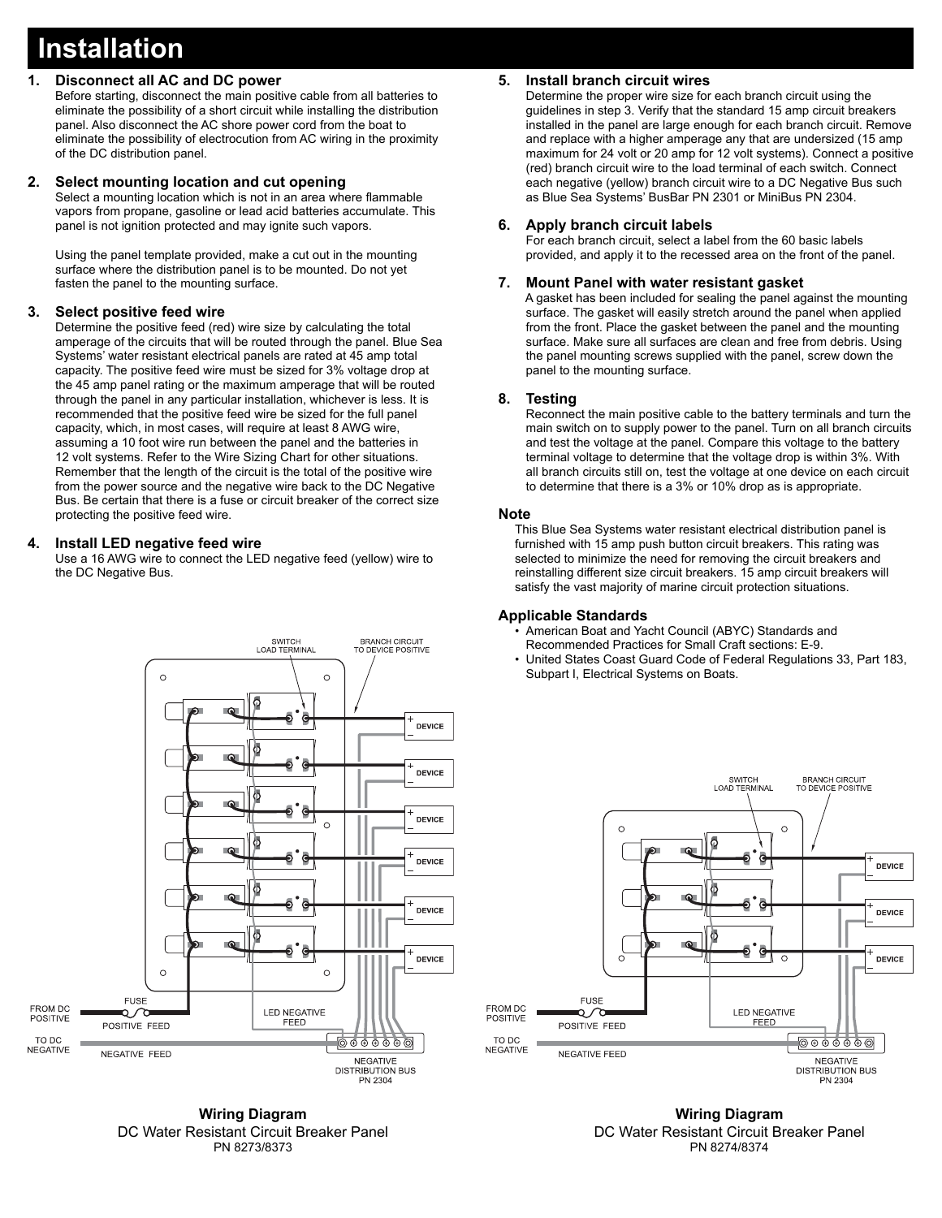# Installation

1. **Disconnect all AC and DC power**
   Before starting, disconnect the main positive cable from all batteries to eliminate the possibility of a short circuit while installing the distribution panel. Also disconnect the AC shore power cord from the boat to eliminate the possibility of electrocution from AC wiring in the proximity of the DC distribution panel.

2. **Select mounting location and cut opening**
   Select a mounting location which is not in an area where flammable vapors from propane, gasoline or lead acid batteries accumulate. This panel is not ignition protected and may ignite such vapors.

   Using the panel template provided, make a cut out in the mounting surface where the distribution panel is to be mounted. Do not yet fasten the panel to the mounting surface.

3. **Select positive feed wire**
   Determine the positive feed (red) wire size by calculating the total amperage of the circuits that will be routed through the panel. Blue Sea Systems' water resistant electrical panels are rated at 45 amp total capacity. The positive feed wire must be sized for 3% voltage drop at the 45 amp panel rating or the maximum amperage that will be routed through the panel in any particular installation, whichever is less. It is recommended that the positive feed wire be sized for the full panel capacity, which, in most cases, will require at least 8 AWG wire, assuming a 10 foot wire run between the panel and the batteries in 12 volt systems. Refer to the Wire Sizing Chart for other situations. Remember that the length of the circuit is the total of the positive wire from the power source and the negative wire back to the DC Negative Bus. Be certain that there is a fuse or circuit breaker of the correct size protecting the positive feed wire.

4. **Install LED negative feed wire**
   Use a 16 AWG wire to connect the LED negative feed (yellow) wire to the DC Negative Bus.

SWITCH LOAD TERMINAL
BRANCH CIRCUIT TO DEVICE POSITIVE
DEVICE
FROM DC POSITIVE
FUSE
POSITIVE FEED
TO DC NEGATIVE
NEGATIVE FEED
LED NEGATIVE FEED
NEGATIVE DISTRIBUTION BUS PN 2304

**Wiring Diagram**
DC Water Resistant Circuit Breaker Panel
PN 8273/8373

5. **Install branch circuit wires**
   Determine the proper wire size for each branch circuit using the guidelines in step 3. Verify that the standard 15 amp circuit breakers installed in the panel are large enough for each branch circuit. Remove and replace with a higher amperage any that are undersized (15 amp maximum for 24 volt or 20 amp for 12 volt systems). Connect a positive (red) branch circuit wire to the load terminal of each switch. Connect each negative (yellow) branch circuit wire to a DC Negative Bus such as Blue Sea Systems' BusBar PN 2301 or MiniBus PN 2304.

6. **Apply branch circuit labels**
   For each branch circuit, select a label from the 60 basic labels provided, and apply it to the recessed area on the front of the panel.

7. **Mount Panel with water resistant gasket**
   A gasket has been included for sealing the panel against the mounting surface. The gasket will easily stretch around the panel when applied from the front. Place the gasket between the panel and the mounting surface. Make sure all surfaces are clean and free from debris. Using the panel mounting screws supplied with the panel, screw down the panel to the mounting surface.

8. **Testing**
   Reconnect the main positive cable to the battery terminals and turn the main switch on to supply power to the panel. Turn on all branch circuits and test the voltage at the panel. Compare this voltage to the battery terminal voltage to determine that the voltage drop is within 3%. With all branch circuits still on, test the voltage at one device on each circuit to determine that there is a 3% or 10% drop as is appropriate.

### Note

This Blue Sea Systems water resistant electrical distribution panel is furnished with 15 amp push button circuit breakers. This rating was selected to minimize the need for removing the circuit breakers and reinstalling different size circuit breakers. 15 amp circuit breakers will satisfy the vast majority of marine circuit protection situations.

### Applicable Standards

- American Boat and Yacht Council (ABYC) Standards and Recommended Practices for Small Craft sections: E-9.
- United States Coast Guard Code of Federal Regulations 33, Part 183, Subpart I, Electrical Systems on Boats.

SWITCH LOAD TERMINAL
BRANCH CIRCUIT TO DEVICE POSITIVE
DEVICE
FROM DC POSITIVE
FUSE
POSITIVE FEED
TO DC NEGATIVE
NEGATIVE FEED
LED NEGATIVE FEED
NEGATIVE DISTRIBUTION BUS PN 2304

**Wiring Diagram**
DC Water Resistant Circuit Breaker Panel
PN 8274/8374